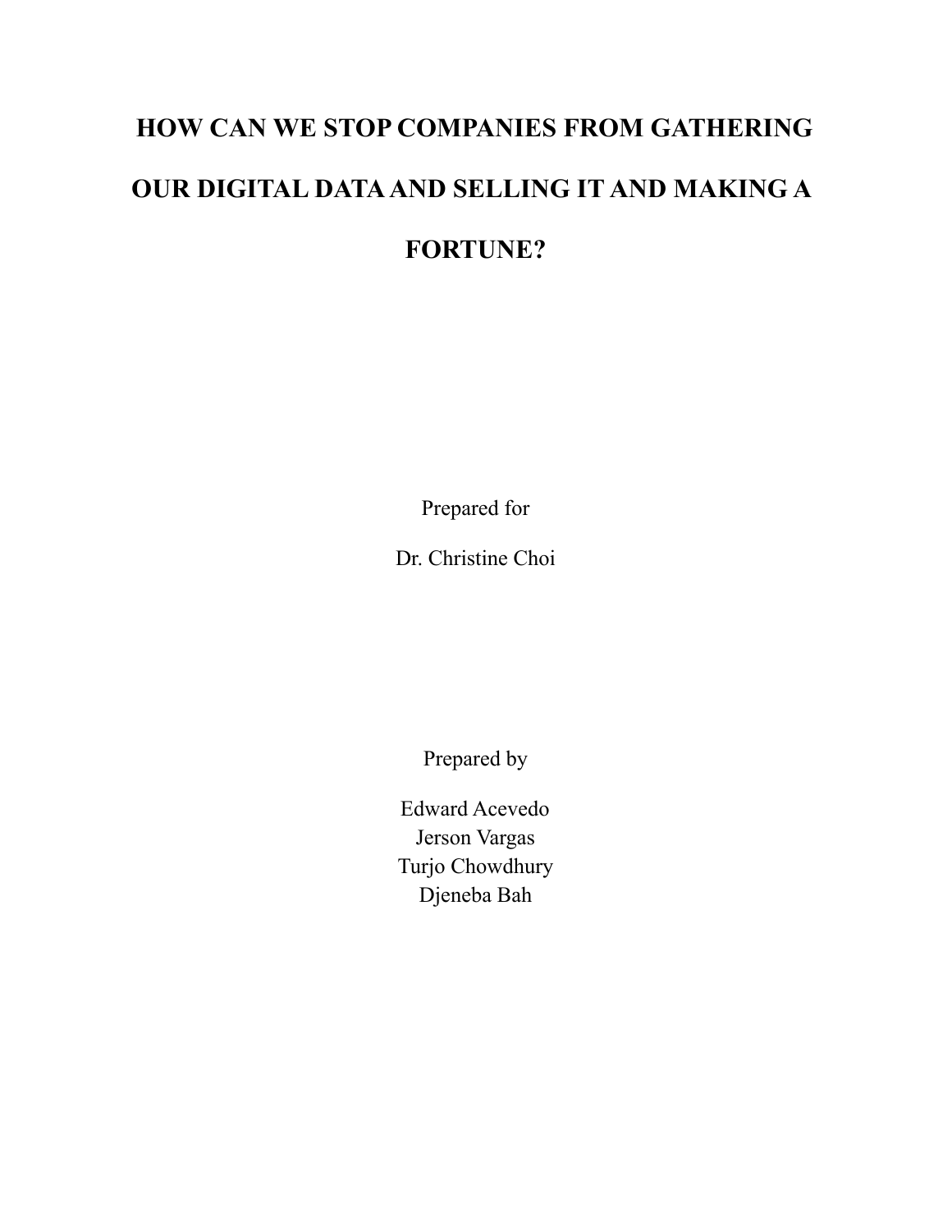# HOW CAN WE STOP COMPANIES FROM GATHERING OUR DIGITAL DATA AND SELLING IT AND MAKING A FORTUNE?

Prepared for

Dr. Christine Choi

Prepared by

Edward Acevedo
Jerson Vargas
Turjo Chowdhury
Djeneba Bah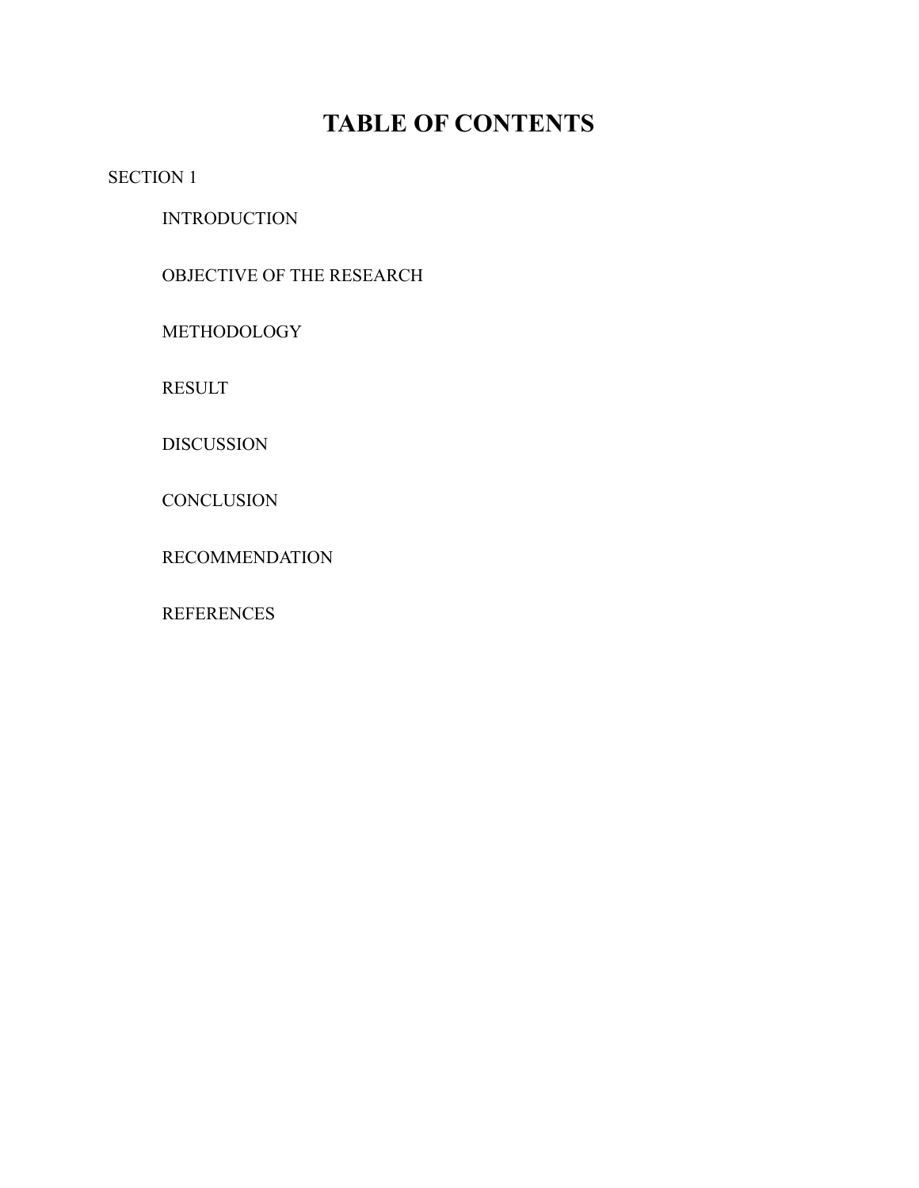# TABLE OF CONTENTS

SECTION 1

- INTRODUCTION
- OBJECTIVE OF THE RESEARCH
- METHODOLOGY
- RESULT
- DISCUSSION
- CONCLUSION
- RECOMMENDATION
- REFERENCES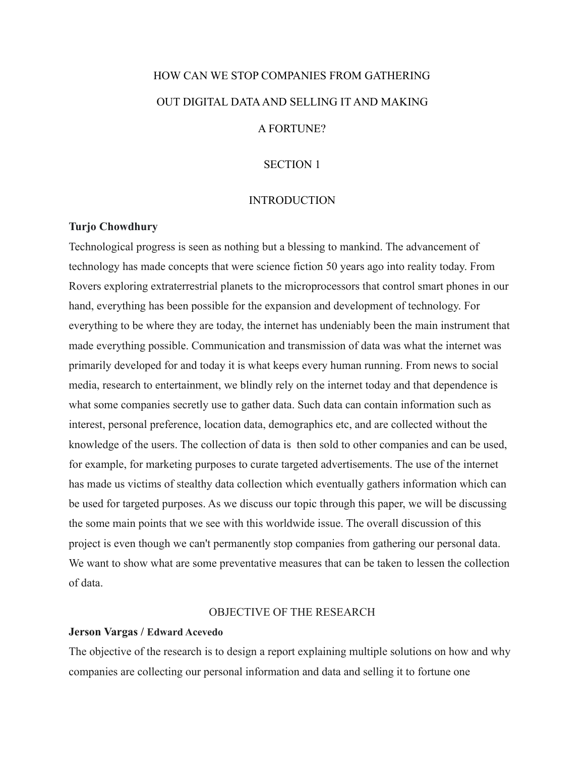# HOW CAN WE STOP COMPANIES FROM GATHERING OUT DIGITAL DATA AND SELLING IT AND MAKING A FORTUNE?

## SECTION 1

### INTRODUCTION

**Turjo Chowdhury**

Technological progress is seen as nothing but a blessing to mankind. The advancement of technology has made concepts that were science fiction 50 years ago into reality today. From Rovers exploring extraterrestrial planets to the microprocessors that control smart phones in our hand, everything has been possible for the expansion and development of technology. For everything to be where they are today, the internet has undeniably been the main instrument that made everything possible. Communication and transmission of data was what the internet was primarily developed for and today it is what keeps every human running. From news to social media, research to entertainment, we blindly rely on the internet today and that dependence is what some companies secretly use to gather data. Such data can contain information such as interest, personal preference, location data, demographics etc, and are collected without the knowledge of the users. The collection of data is then sold to other companies and can be used, for example, for marketing purposes to curate targeted advertisements. The use of the internet has made us victims of stealthy data collection which eventually gathers information which can be used for targeted purposes. As we discuss our topic through this paper, we will be discussing the some main points that we see with this worldwide issue. The overall discussion of this project is even though we can't permanently stop companies from gathering our personal data. We want to show what are some preventative measures that can be taken to lessen the collection of data.

### OBJECTIVE OF THE RESEARCH

**Jerson Vargas / Edward Acevedo**

The objective of the research is to design a report explaining multiple solutions on how and why companies are collecting our personal information and data and selling it to fortune one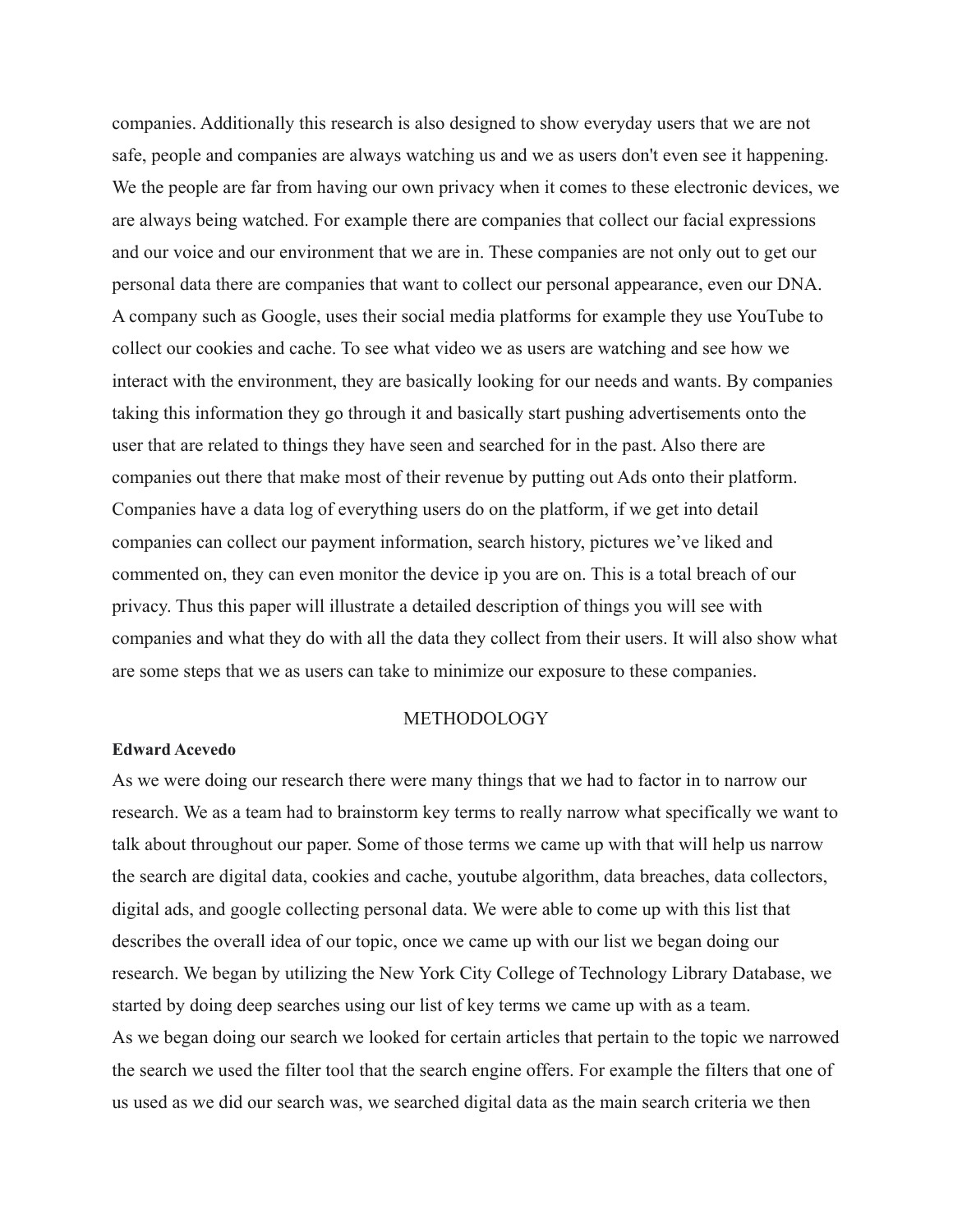companies. Additionally this research is also designed to show everyday users that we are not safe, people and companies are always watching us and we as users don't even see it happening. We the people are far from having our own privacy when it comes to these electronic devices, we are always being watched. For example there are companies that collect our facial expressions and our voice and our environment that we are in. These companies are not only out to get our personal data there are companies that want to collect our personal appearance, even our DNA. A company such as Google, uses their social media platforms for example they use YouTube to collect our cookies and cache. To see what video we as users are watching and see how we interact with the environment, they are basically looking for our needs and wants. By companies taking this information they go through it and basically start pushing advertisements onto the user that are related to things they have seen and searched for in the past. Also there are companies out there that make most of their revenue by putting out Ads onto their platform. Companies have a data log of everything users do on the platform, if we get into detail companies can collect our payment information, search history, pictures we've liked and commented on, they can even monitor the device ip you are on. This is a total breach of our privacy. Thus this paper will illustrate a detailed description of things you will see with companies and what they do with all the data they collect from their users. It will also show what are some steps that we as users can take to minimize our exposure to these companies.

## METHODOLOGY

**Edward Acevedo**

As we were doing our research there were many things that we had to factor in to narrow our research. We as a team had to brainstorm key terms to really narrow what specifically we want to talk about throughout our paper. Some of those terms we came up with that will help us narrow the search are digital data, cookies and cache, youtube algorithm, data breaches, data collectors, digital ads, and google collecting personal data. We were able to come up with this list that describes the overall idea of our topic, once we came up with our list we began doing our research. We began by utilizing the New York City College of Technology Library Database, we started by doing deep searches using our list of key terms we came up with as a team.

As we began doing our search we looked for certain articles that pertain to the topic we narrowed the search we used the filter tool that the search engine offers. For example the filters that one of us used as we did our search was, we searched digital data as the main search criteria we then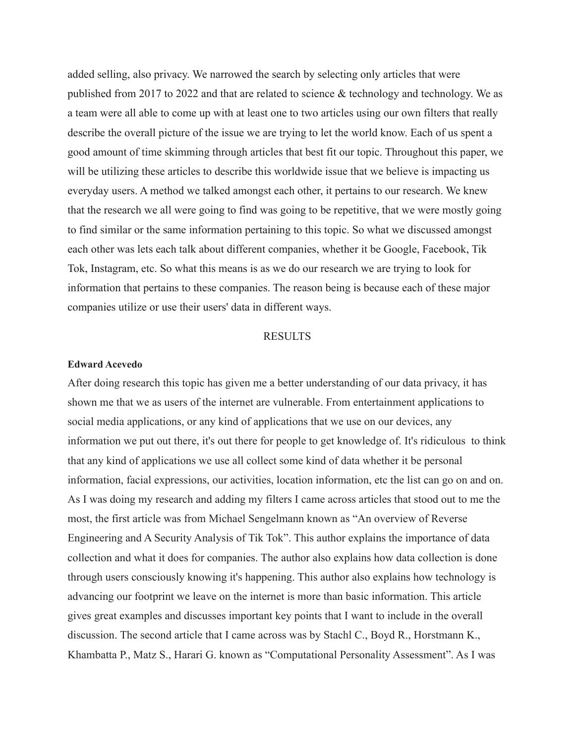added selling, also privacy. We narrowed the search by selecting only articles that were published from 2017 to 2022 and that are related to science & technology and technology. We as a team were all able to come up with at least one to two articles using our own filters that really describe the overall picture of the issue we are trying to let the world know. Each of us spent a good amount of time skimming through articles that best fit our topic. Throughout this paper, we will be utilizing these articles to describe this worldwide issue that we believe is impacting us everyday users. A method we talked amongst each other, it pertains to our research. We knew that the research we all were going to find was going to be repetitive, that we were mostly going to find similar or the same information pertaining to this topic. So what we discussed amongst each other was lets each talk about different companies, whether it be Google, Facebook, Tik Tok, Instagram, etc. So what this means is as we do our research we are trying to look for information that pertains to these companies. The reason being is because each of these major companies utilize or use their users' data in different ways.

## RESULTS

**Edward Acevedo**

After doing research this topic has given me a better understanding of our data privacy, it has shown me that we as users of the internet are vulnerable. From entertainment applications to social media applications, or any kind of applications that we use on our devices, any information we put out there, it's out there for people to get knowledge of. It's ridiculous to think that any kind of applications we use all collect some kind of data whether it be personal information, facial expressions, our activities, location information, etc the list can go on and on. As I was doing my research and adding my filters I came across articles that stood out to me the most, the first article was from Michael Sengelmann known as "An overview of Reverse Engineering and A Security Analysis of Tik Tok". This author explains the importance of data collection and what it does for companies. The author also explains how data collection is done through users consciously knowing it's happening. This author also explains how technology is advancing our footprint we leave on the internet is more than basic information. This article gives great examples and discusses important key points that I want to include in the overall discussion. The second article that I came across was by Stachl C., Boyd R., Horstmann K., Khambatta P., Matz S., Harari G. known as "Computational Personality Assessment". As I was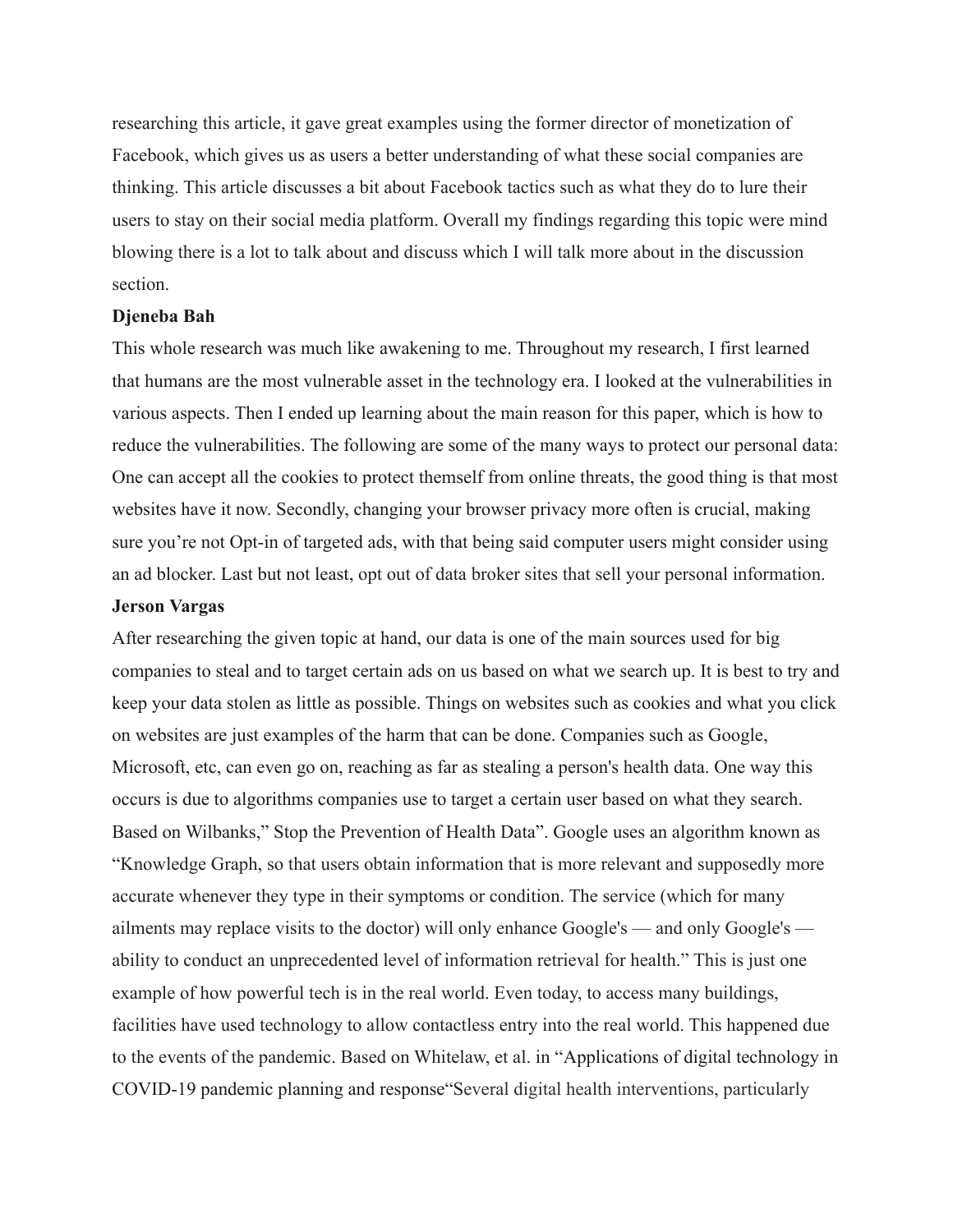researching this article, it gave great examples using the former director of monetization of Facebook, which gives us as users a better understanding of what these social companies are thinking. This article discusses a bit about Facebook tactics such as what they do to lure their users to stay on their social media platform. Overall my findings regarding this topic were mind blowing there is a lot to talk about and discuss which I will talk more about in the discussion section.

**Djeneba Bah**

This whole research was much like awakening to me. Throughout my research, I first learned that humans are the most vulnerable asset in the technology era. I looked at the vulnerabilities in various aspects. Then I ended up learning about the main reason for this paper, which is how to reduce the vulnerabilities. The following are some of the many ways to protect our personal data: One can accept all the cookies to protect themself from online threats, the good thing is that most websites have it now. Secondly, changing your browser privacy more often is crucial, making sure you're not Opt-in of targeted ads, with that being said computer users might consider using an ad blocker. Last but not least, opt out of data broker sites that sell your personal information.

**Jerson Vargas**

After researching the given topic at hand, our data is one of the main sources used for big companies to steal and to target certain ads on us based on what we search up. It is best to try and keep your data stolen as little as possible. Things on websites such as cookies and what you click on websites are just examples of the harm that can be done. Companies such as Google, Microsoft, etc, can even go on, reaching as far as stealing a person's health data. One way this occurs is due to algorithms companies use to target a certain user based on what they search. Based on Wilbanks," Stop the Prevention of Health Data". Google uses an algorithm known as "Knowledge Graph, so that users obtain information that is more relevant and supposedly more accurate whenever they type in their symptoms or condition. The service (which for many ailments may replace visits to the doctor) will only enhance Google's — and only Google's — ability to conduct an unprecedented level of information retrieval for health." This is just one example of how powerful tech is in the real world. Even today, to access many buildings, facilities have used technology to allow contactless entry into the real world. This happened due to the events of the pandemic. Based on Whitelaw, et al. in "Applications of digital technology in COVID-19 pandemic planning and response"Several digital health interventions, particularly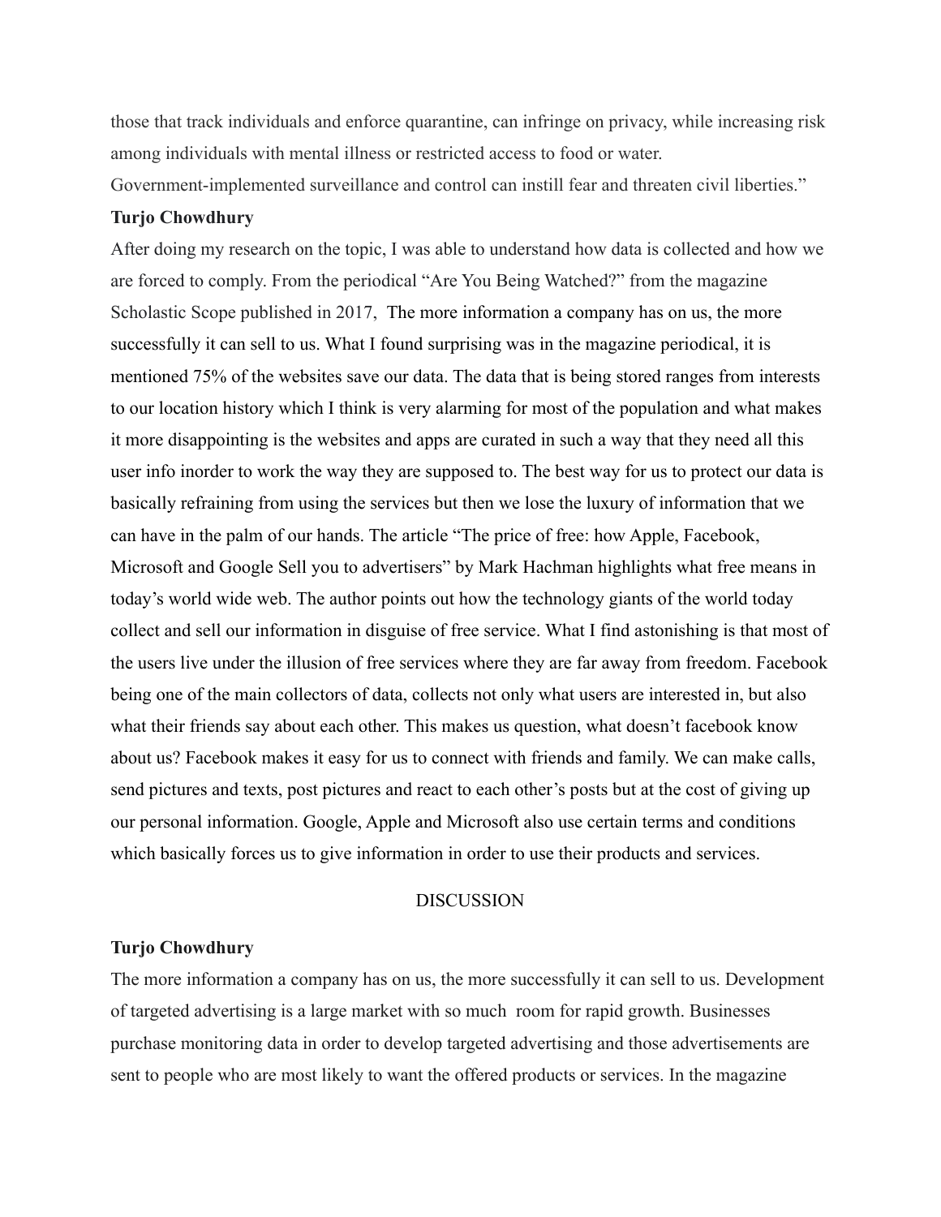those that track individuals and enforce quarantine, can infringe on privacy, while increasing risk among individuals with mental illness or restricted access to food or water. Government-implemented surveillance and control can instill fear and threaten civil liberties."

**Turjo Chowdhury**

After doing my research on the topic, I was able to understand how data is collected and how we are forced to comply. From the periodical "Are You Being Watched?" from the magazine Scholastic Scope published in 2017,  The more information a company has on us, the more successfully it can sell to us. What I found surprising was in the magazine periodical, it is mentioned 75% of the websites save our data. The data that is being stored ranges from interests to our location history which I think is very alarming for most of the population and what makes it more disappointing is the websites and apps are curated in such a way that they need all this user info inorder to work the way they are supposed to. The best way for us to protect our data is basically refraining from using the services but then we lose the luxury of information that we can have in the palm of our hands. The article "The price of free: how Apple, Facebook, Microsoft and Google Sell you to advertisers" by Mark Hachman highlights what free means in today's world wide web. The author points out how the technology giants of the world today collect and sell our information in disguise of free service. What I find astonishing is that most of the users live under the illusion of free services where they are far away from freedom. Facebook being one of the main collectors of data, collects not only what users are interested in, but also what their friends say about each other. This makes us question, what doesn't facebook know about us? Facebook makes it easy for us to connect with friends and family. We can make calls, send pictures and texts, post pictures and react to each other's posts but at the cost of giving up our personal information. Google, Apple and Microsoft also use certain terms and conditions which basically forces us to give information in order to use their products and services.

## DISCUSSION

**Turjo Chowdhury**

The more information a company has on us, the more successfully it can sell to us. Development of targeted advertising is a large market with so much  room for rapid growth. Businesses purchase monitoring data in order to develop targeted advertising and those advertisements are sent to people who are most likely to want the offered products or services. In the magazine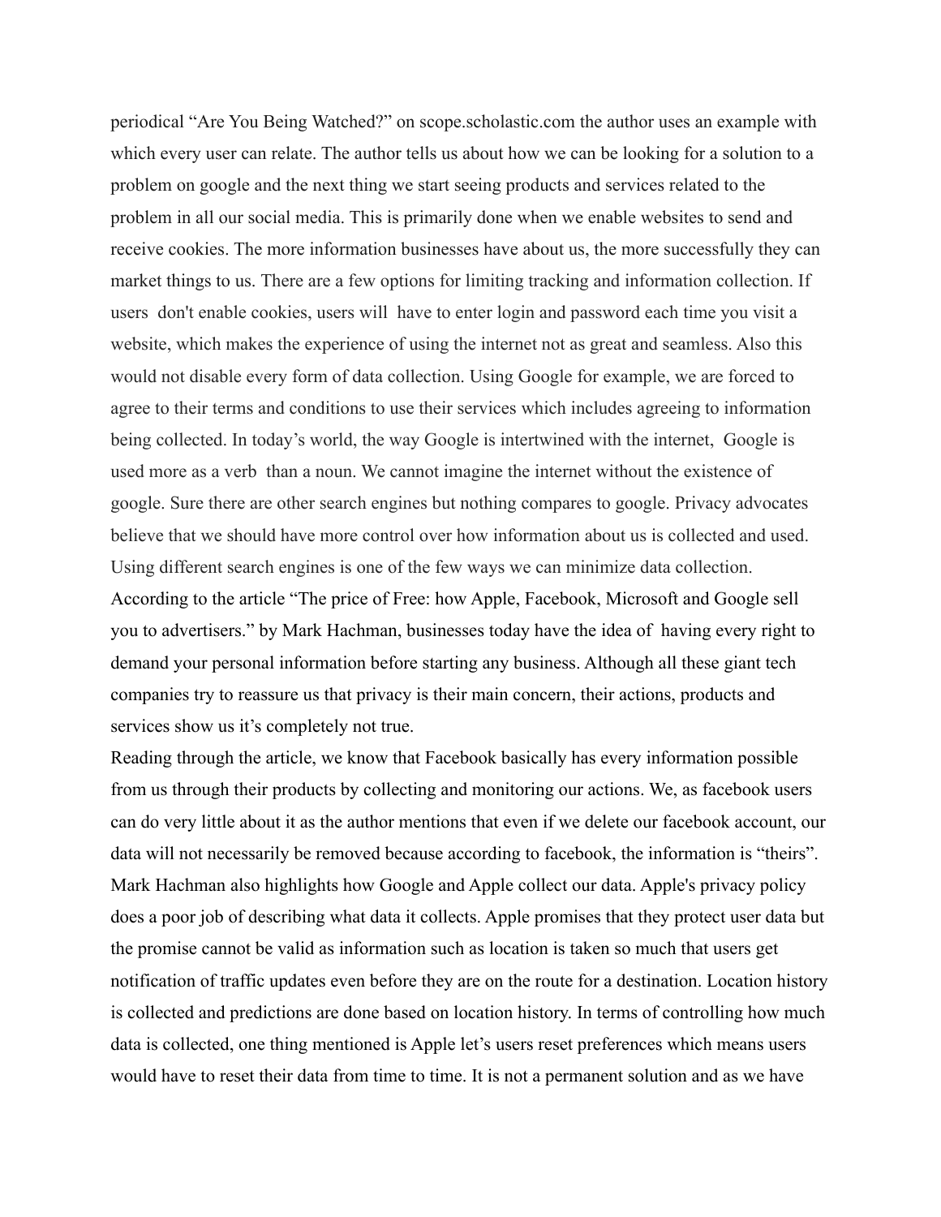periodical "Are You Being Watched?" on scope.scholastic.com the author uses an example with which every user can relate. The author tells us about how we can be looking for a solution to a problem on google and the next thing we start seeing products and services related to the problem in all our social media. This is primarily done when we enable websites to send and receive cookies. The more information businesses have about us, the more successfully they can market things to us. There are a few options for limiting tracking and information collection. If users don't enable cookies, users will have to enter login and password each time you visit a website, which makes the experience of using the internet not as great and seamless. Also this would not disable every form of data collection. Using Google for example, we are forced to agree to their terms and conditions to use their services which includes agreeing to information being collected. In today's world, the way Google is intertwined with the internet, Google is used more as a verb than a noun. We cannot imagine the internet without the existence of google. Sure there are other search engines but nothing compares to google. Privacy advocates believe that we should have more control over how information about us is collected and used. Using different search engines is one of the few ways we can minimize data collection. According to the article "The price of Free: how Apple, Facebook, Microsoft and Google sell you to advertisers." by Mark Hachman, businesses today have the idea of having every right to demand your personal information before starting any business. Although all these giant tech companies try to reassure us that privacy is their main concern, their actions, products and services show us it's completely not true.

Reading through the article, we know that Facebook basically has every information possible from us through their products by collecting and monitoring our actions. We, as facebook users can do very little about it as the author mentions that even if we delete our facebook account, our data will not necessarily be removed because according to facebook, the information is "theirs". Mark Hachman also highlights how Google and Apple collect our data. Apple's privacy policy does a poor job of describing what data it collects. Apple promises that they protect user data but the promise cannot be valid as information such as location is taken so much that users get notification of traffic updates even before they are on the route for a destination. Location history is collected and predictions are done based on location history. In terms of controlling how much data is collected, one thing mentioned is Apple let's users reset preferences which means users would have to reset their data from time to time. It is not a permanent solution and as we have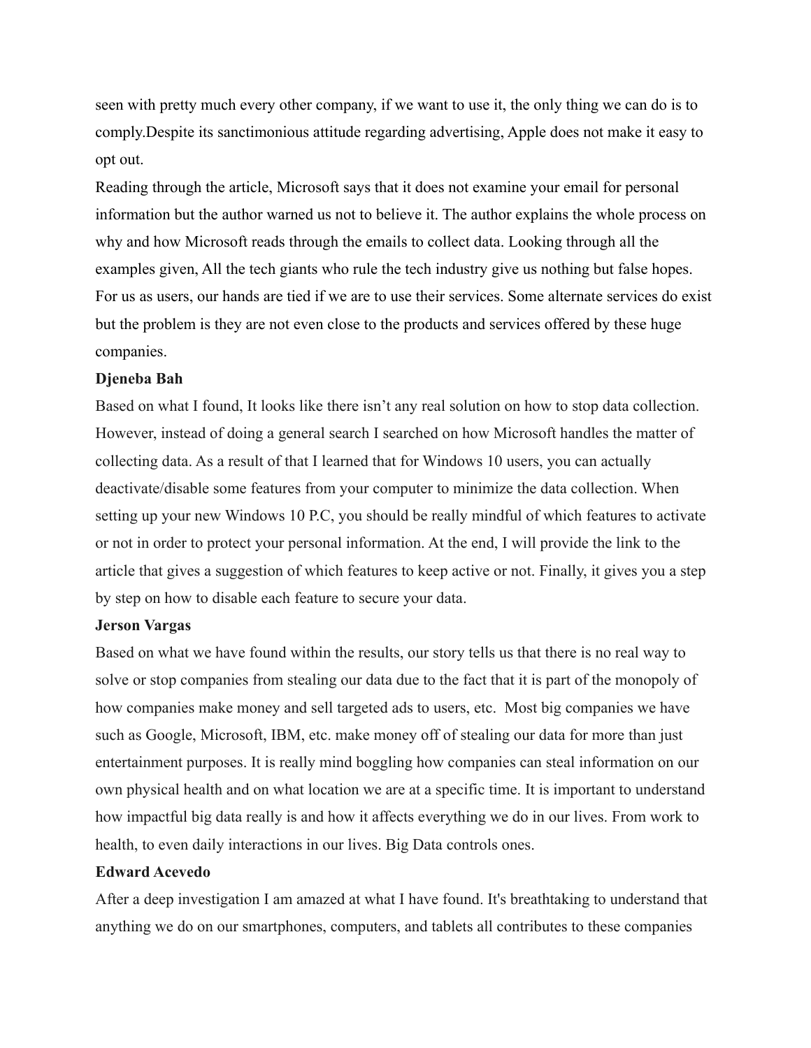seen with pretty much every other company, if we want to use it, the only thing we can do is to comply.Despite its sanctimonious attitude regarding advertising, Apple does not make it easy to opt out.

Reading through the article, Microsoft says that it does not examine your email for personal information but the author warned us not to believe it. The author explains the whole process on why and how Microsoft reads through the emails to collect data. Looking through all the examples given, All the tech giants who rule the tech industry give us nothing but false hopes. For us as users, our hands are tied if we are to use their services. Some alternate services do exist but the problem is they are not even close to the products and services offered by these huge companies.

**Djeneba Bah**

Based on what I found, It looks like there isn't any real solution on how to stop data collection. However, instead of doing a general search I searched on how Microsoft handles the matter of collecting data. As a result of that I learned that for Windows 10 users, you can actually deactivate/disable some features from your computer to minimize the data collection. When setting up your new Windows 10 P.C, you should be really mindful of which features to activate or not in order to protect your personal information. At the end, I will provide the link to the article that gives a suggestion of which features to keep active or not. Finally, it gives you a step by step on how to disable each feature to secure your data.

**Jerson Vargas**

Based on what we have found within the results, our story tells us that there is no real way to solve or stop companies from stealing our data due to the fact that it is part of the monopoly of how companies make money and sell targeted ads to users, etc. Most big companies we have such as Google, Microsoft, IBM, etc. make money off of stealing our data for more than just entertainment purposes. It is really mind boggling how companies can steal information on our own physical health and on what location we are at a specific time. It is important to understand how impactful big data really is and how it affects everything we do in our lives. From work to health, to even daily interactions in our lives. Big Data controls ones.

**Edward Acevedo**

After a deep investigation I am amazed at what I have found. It's breathtaking to understand that anything we do on our smartphones, computers, and tablets all contributes to these companies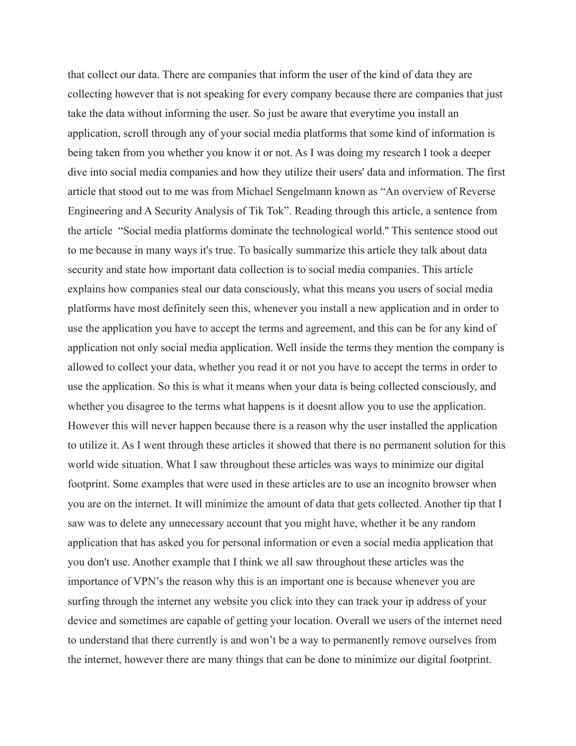that collect our data. There are companies that inform the user of the kind of data they are collecting however that is not speaking for every company because there are companies that just take the data without informing the user. So just be aware that everytime you install an application, scroll through any of your social media platforms that some kind of information is being taken from you whether you know it or not. As I was doing my research I took a deeper dive into social media companies and how they utilize their users' data and information. The first article that stood out to me was from Michael Sengelmann known as "An overview of Reverse Engineering and A Security Analysis of Tik Tok". Reading through this article, a sentence from the article "Social media platforms dominate the technological world." This sentence stood out to me because in many ways it's true. To basically summarize this article they talk about data security and state how important data collection is to social media companies. This article explains how companies steal our data consciously, what this means you users of social media platforms have most definitely seen this, whenever you install a new application and in order to use the application you have to accept the terms and agreement, and this can be for any kind of application not only social media application. Well inside the terms they mention the company is allowed to collect your data, whether you read it or not you have to accept the terms in order to use the application. So this is what it means when your data is being collected consciously, and whether you disagree to the terms what happens is it doesnt allow you to use the application. However this will never happen because there is a reason why the user installed the application to utilize it. As I went through these articles it showed that there is no permanent solution for this world wide situation. What I saw throughout these articles was ways to minimize our digital footprint. Some examples that were used in these articles are to use an incognito browser when you are on the internet. It will minimize the amount of data that gets collected. Another tip that I saw was to delete any unnecessary account that you might have, whether it be any random application that has asked you for personal information or even a social media application that you don't use. Another example that I think we all saw throughout these articles was the importance of VPN's the reason why this is an important one is because whenever you are surfing through the internet any website you click into they can track your ip address of your device and sometimes are capable of getting your location. Overall we users of the internet need to understand that there currently is and won't be a way to permanently remove ourselves from the internet, however there are many things that can be done to minimize our digital footprint.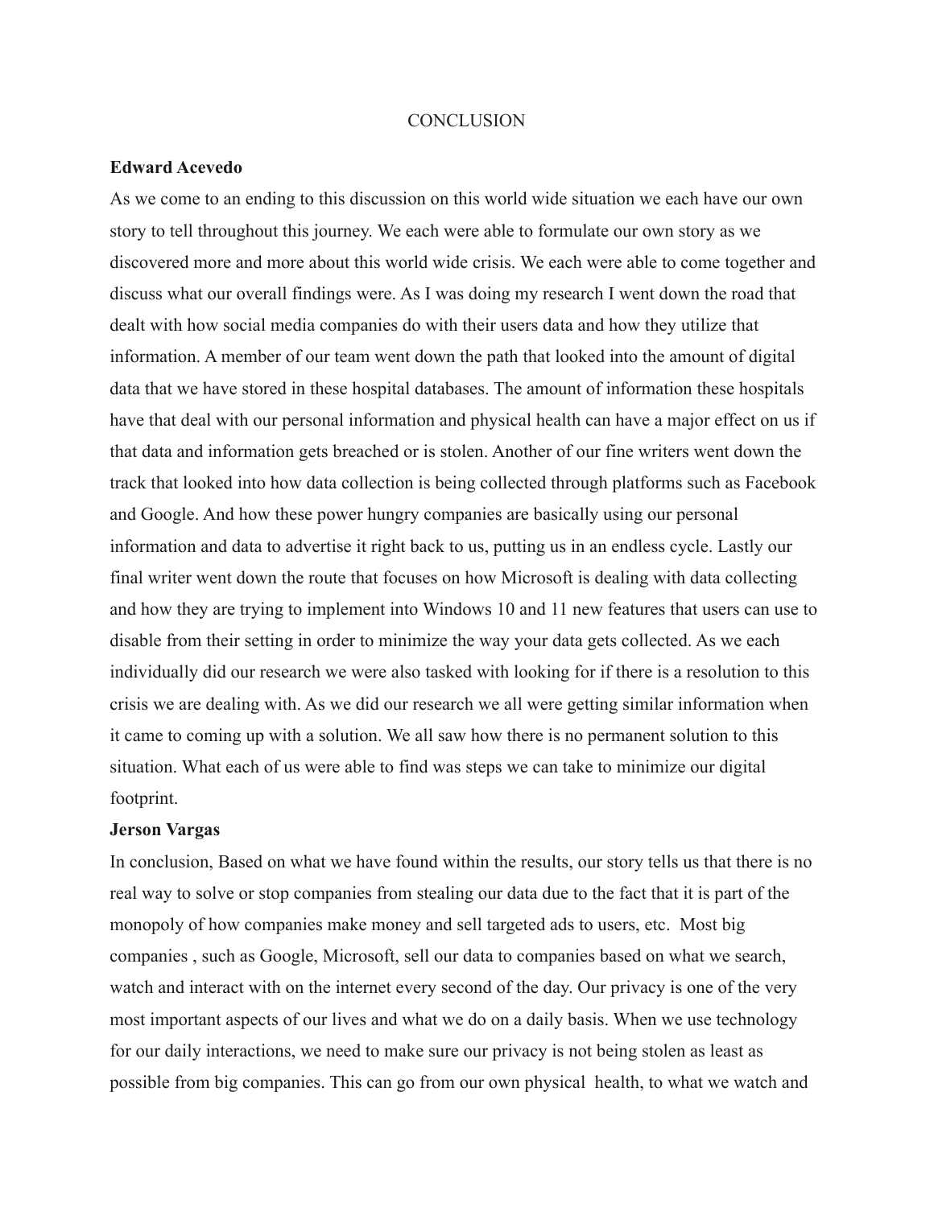# CONCLUSION

**Edward Acevedo**

As we come to an ending to this discussion on this world wide situation we each have our own story to tell throughout this journey. We each were able to formulate our own story as we discovered more and more about this world wide crisis. We each were able to come together and discuss what our overall findings were. As I was doing my research I went down the road that dealt with how social media companies do with their users data and how they utilize that information. A member of our team went down the path that looked into the amount of digital data that we have stored in these hospital databases. The amount of information these hospitals have that deal with our personal information and physical health can have a major effect on us if that data and information gets breached or is stolen. Another of our fine writers went down the track that looked into how data collection is being collected through platforms such as Facebook and Google. And how these power hungry companies are basically using our personal information and data to advertise it right back to us, putting us in an endless cycle. Lastly our final writer went down the route that focuses on how Microsoft is dealing with data collecting and how they are trying to implement into Windows 10 and 11 new features that users can use to disable from their setting in order to minimize the way your data gets collected. As we each individually did our research we were also tasked with looking for if there is a resolution to this crisis we are dealing with. As we did our research we all were getting similar information when it came to coming up with a solution. We all saw how there is no permanent solution to this situation. What each of us were able to find was steps we can take to minimize our digital footprint.

**Jerson Vargas**

In conclusion, Based on what we have found within the results, our story tells us that there is no real way to solve or stop companies from stealing our data due to the fact that it is part of the monopoly of how companies make money and sell targeted ads to users, etc. Most big companies , such as Google, Microsoft, sell our data to companies based on what we search, watch and interact with on the internet every second of the day. Our privacy is one of the very most important aspects of our lives and what we do on a daily basis. When we use technology for our daily interactions, we need to make sure our privacy is not being stolen as least as possible from big companies. This can go from our own physical health, to what we watch and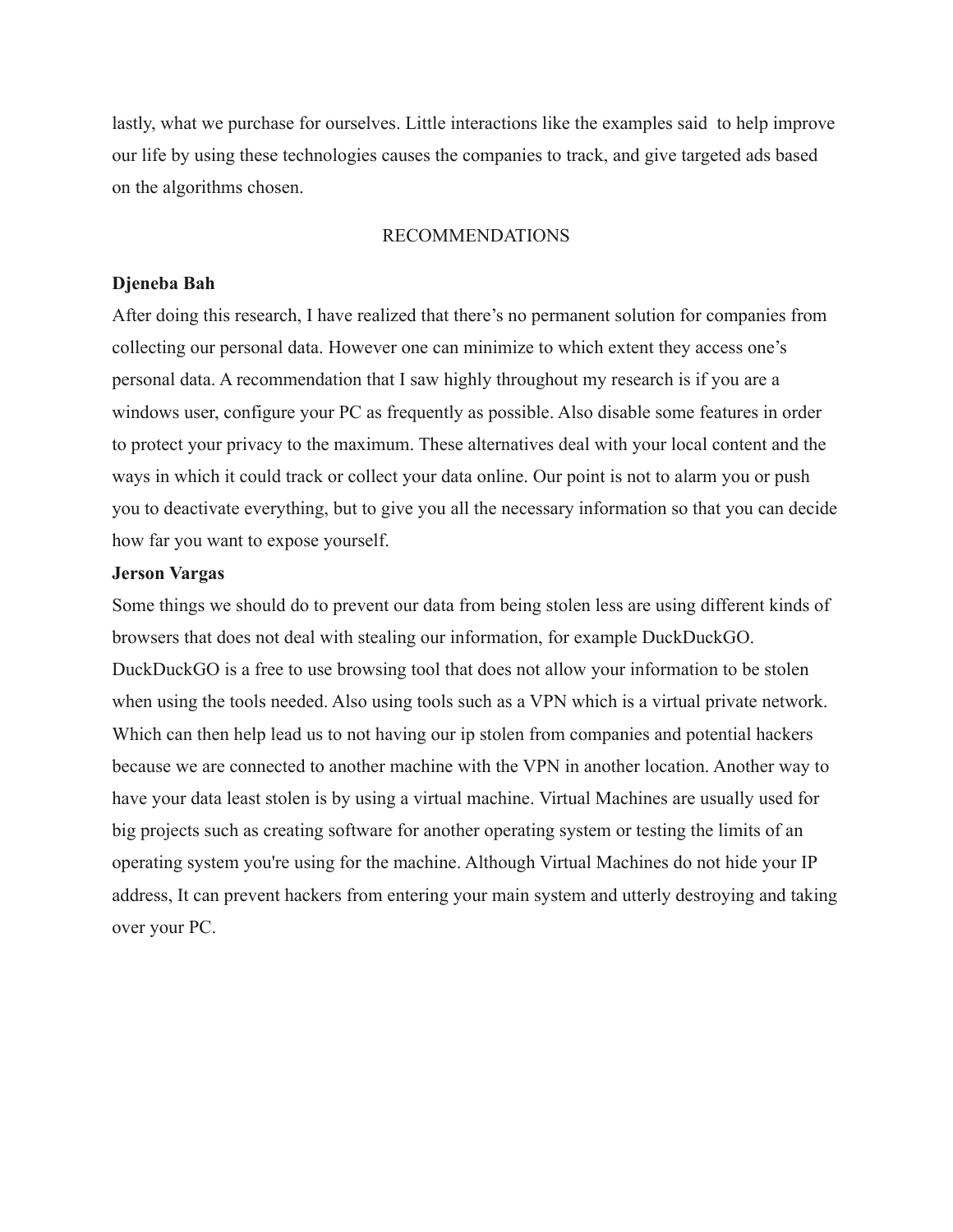lastly, what we purchase for ourselves. Little interactions like the examples said  to help improve our life by using these technologies causes the companies to track, and give targeted ads based on the algorithms chosen.

## RECOMMENDATIONS

**Djeneba Bah**

After doing this research, I have realized that there's no permanent solution for companies from collecting our personal data. However one can minimize to which extent they access one's personal data. A recommendation that I saw highly throughout my research is if you are a windows user, configure your PC as frequently as possible. Also disable some features in order to protect your privacy to the maximum. These alternatives deal with your local content and the ways in which it could track or collect your data online. Our point is not to alarm you or push you to deactivate everything, but to give you all the necessary information so that you can decide how far you want to expose yourself.

**Jerson Vargas**

Some things we should do to prevent our data from being stolen less are using different kinds of browsers that does not deal with stealing our information, for example DuckDuckGO. DuckDuckGO is a free to use browsing tool that does not allow your information to be stolen when using the tools needed. Also using tools such as a VPN which is a virtual private network. Which can then help lead us to not having our ip stolen from companies and potential hackers because we are connected to another machine with the VPN in another location. Another way to have your data least stolen is by using a virtual machine. Virtual Machines are usually used for big projects such as creating software for another operating system or testing the limits of an operating system you're using for the machine. Although Virtual Machines do not hide your IP address, It can prevent hackers from entering your main system and utterly destroying and taking over your PC.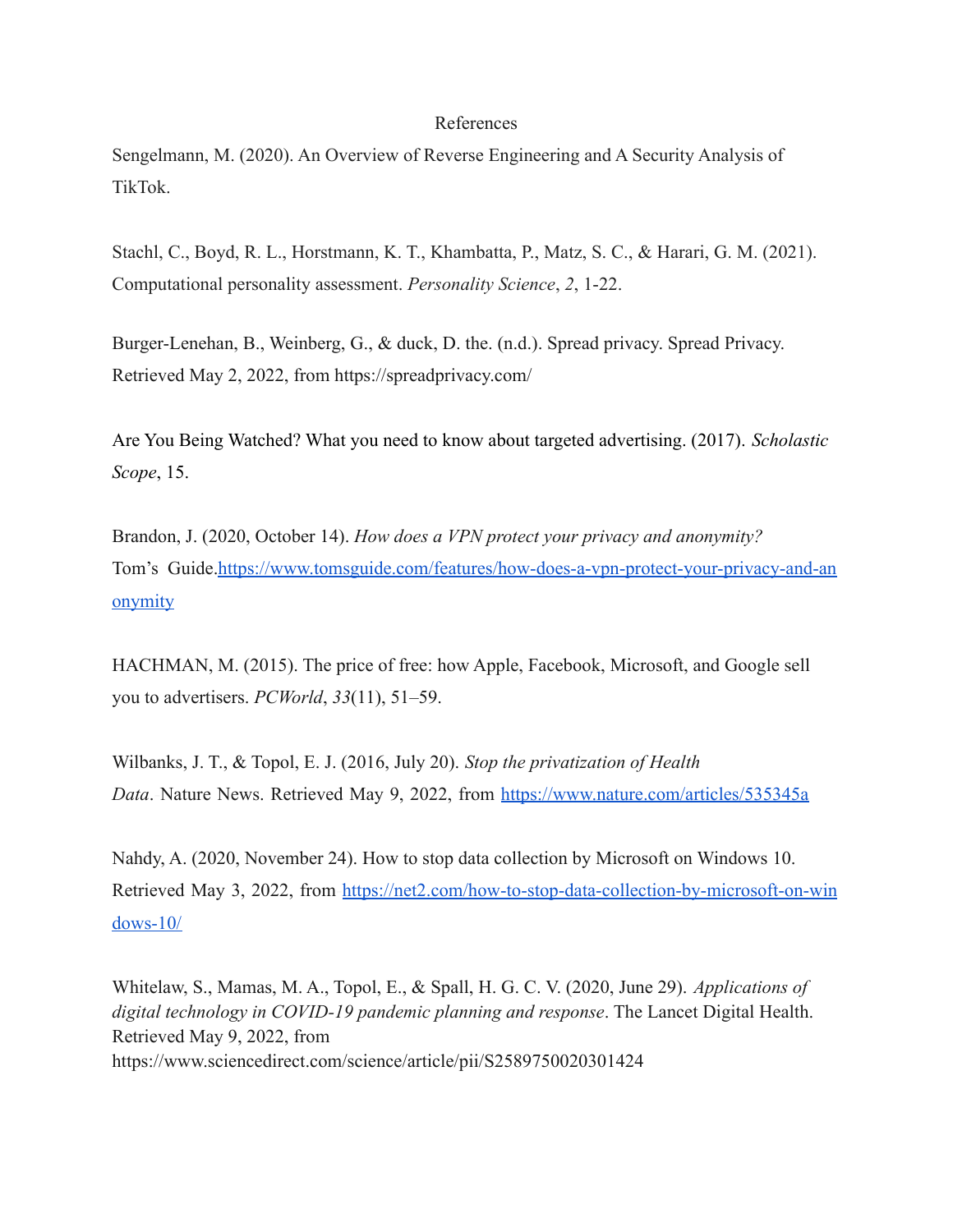# References

Sengelmann, M. (2020). An Overview of Reverse Engineering and A Security Analysis of TikTok.

Stachl, C., Boyd, R. L., Horstmann, K. T., Khambatta, P., Matz, S. C., & Harari, G. M. (2021). Computational personality assessment. *Personality Science*, *2*, 1-22.

Burger-Lenehan, B., Weinberg, G., & duck, D. the. (n.d.). Spread privacy. Spread Privacy. Retrieved May 2, 2022, from https://spreadprivacy.com/

Are You Being Watched? What you need to know about targeted advertising. (2017). *Scholastic Scope*, 15.

Brandon, J. (2020, October 14). *How does a VPN protect your privacy and anonymity?* Tom's Guide.https://www.tomsguide.com/features/how-does-a-vpn-protect-your-privacy-and-anonymity

HACHMAN, M. (2015). The price of free: how Apple, Facebook, Microsoft, and Google sell you to advertisers. *PCWorld*, *33*(11), 51–59.

Wilbanks, J. T., & Topol, E. J. (2016, July 20). *Stop the privatization of Health Data*. Nature News. Retrieved May 9, 2022, from https://www.nature.com/articles/535345a

Nahdy, A. (2020, November 24). How to stop data collection by Microsoft on Windows 10. Retrieved May 3, 2022, from https://net2.com/how-to-stop-data-collection-by-microsoft-on-windows-10/

Whitelaw, S., Mamas, M. A., Topol, E., & Spall, H. G. C. V. (2020, June 29). *Applications of digital technology in COVID-19 pandemic planning and response*. The Lancet Digital Health. Retrieved May 9, 2022, from https://www.sciencedirect.com/science/article/pii/S2589750020301424